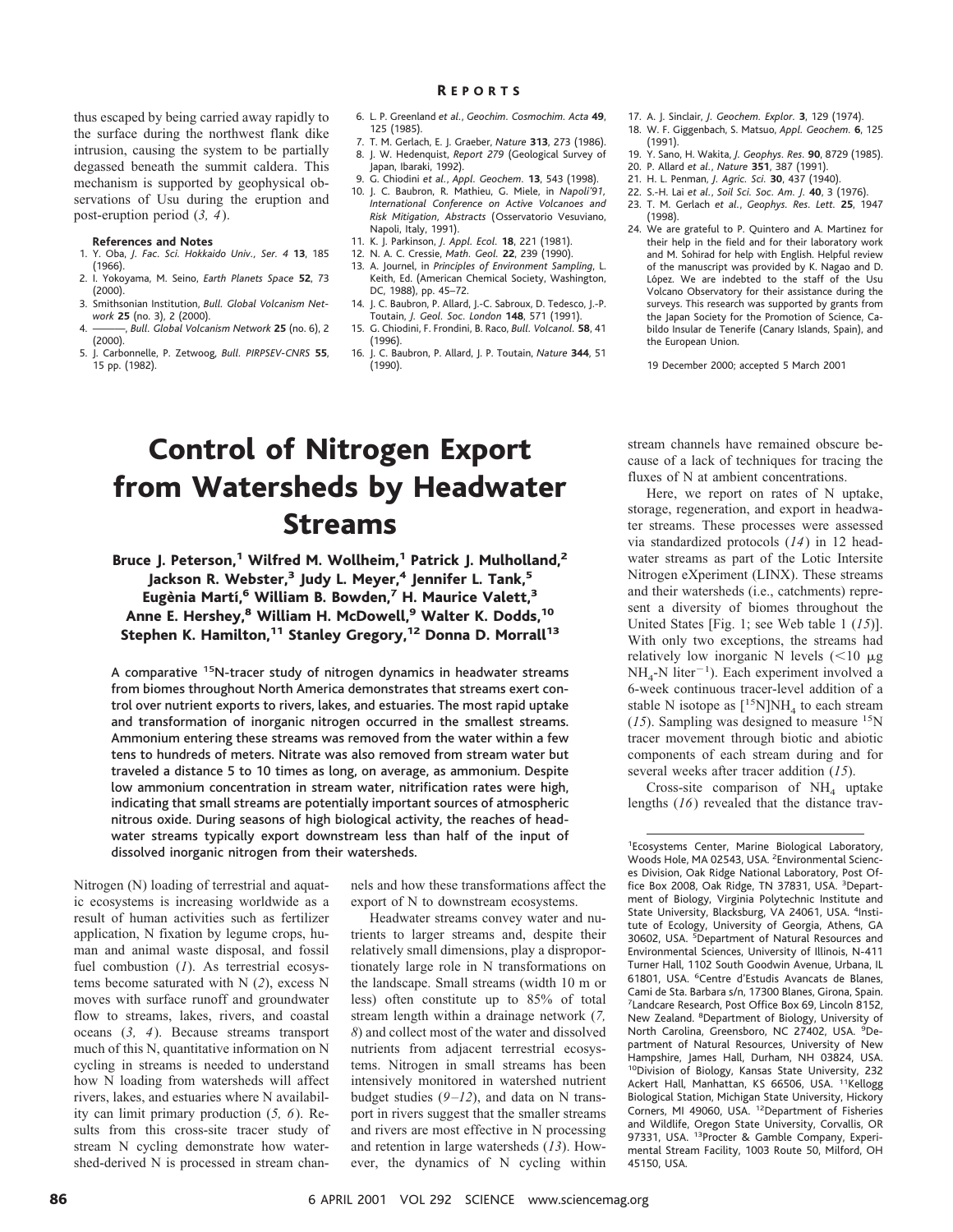thus escaped by being carried away rapidly to the surface during the northwest flank dike intrusion, causing the system to be partially degassed beneath the summit caldera. This mechanism is supported by geophysical observations of Usu during the eruption and post-eruption period (*3, 4*).

**References and Notes**

1. Y. Oba, *J. Fac. Sci. Hokkaido Univ., Ser. 4* **13**, 185 (1966).
2. I. Yokoyama, M. Seino, *Earth Planets Space* **52**, 73 (2000).
3. Smithsonian Institution, *Bull. Global Volcanism Network* **25** (no. 3), 2 (2000).
4. ———, *Bull. Global Volcanism Network* **25** (no. 6), 2 (2000).
5. J. Carbonnelle, P. Zetwoog, *Bull. PIRPSEV-CNRS* **55**, 15 pp. (1982).
6. L. P. Greenland *et al.*, *Geochim. Cosmochim. Acta* **49**, 125 (1985).
7. T. M. Gerlach, E. J. Graeber, *Nature* **313**, 273 (1986).
8. J. W. Hedenquist, *Report 279* (Geological Survey of Japan, Ibaraki, 1992).
9. G. Chiodini *et al.*, *Appl. Geochem.* **13**, 543 (1998).
10. J. C. Baubron, R. Mathieu, G. Miele, in *Napoli'91, International Conference on Active Volcanoes and Risk Mitigation, Abstracts* (Osservatorio Vesuviano, Napoli, Italy, 1991).
11. K. J. Parkinson, *J. Appl. Ecol.* **18**, 221 (1981).
12. N. A. C. Cressie, *Math. Geol.* **22**, 239 (1990).
13. A. Journel, in *Principles of Environment Sampling*, L. Keith, Ed. (American Chemical Society, Washington, DC, 1988), pp. 45–72.
14. J. C. Baubron, P. Allard, J.-C. Sabroux, D. Tedesco, J.-P. Toutain, *J. Geol. Soc. London* **148**, 571 (1991).
15. G. Chiodini, F. Frondini, B. Raco, *Bull. Volcanol.* **58**, 41 (1996).
16. J. C. Baubron, P. Allard, J. P. Toutain, *Nature* **344**, 51 (1990).
17. A. J. Sinclair, *J. Geochem. Explor.* **3**, 129 (1974).
18. W. F. Giggenbach, S. Matsuo, *Appl. Geochem.* **6**, 125 (1991).
19. Y. Sano, H. Wakita, *J. Geophys. Res.* **90**, 8729 (1985).
20. P. Allard *et al.*, *Nature* **351**, 387 (1991).
21. H. L. Penman, *J. Agric. Sci.* **30**, 437 (1940).
22. S.-H. Lai *et al.*, *Soil Sci. Soc. Am. J.* **40**, 3 (1976).
23. T. M. Gerlach *et al.*, *Geophys. Res. Lett.* **25**, 1947 (1998).
24. We are grateful to P. Quintero and A. Martinez for their help in the field and for their laboratory work and M. Sohirad for help with English. Helpful review of the manuscript was provided by K. Nagao and D. López. We are indebted to the staff of the Usu Volcano Observatory for their assistance during the surveys. This research was supported by grants from the Japan Society for the Promotion of Science, Cabildo Insular de Tenerife (Canary Islands, Spain), and the European Union.

19 December 2000; accepted 5 March 2001

# Control of Nitrogen Export from Watersheds by Headwater Streams

**Bruce J. Peterson,[1] Wilfred M. Wollheim,[1] Patrick J. Mulholland,[2] Jackson R. Webster,[3] Judy L. Meyer,[4] Jennifer L. Tank,[5] Eugènia Martí,[6] William B. Bowden,[7] H. Maurice Valett,[3] Anne E. Hershey,[8] William H. McDowell,[9] Walter K. Dodds,[10] Stephen K. Hamilton,[11] Stanley Gregory,[12] Donna D. Morrall[13]**

**A comparative $^{15}N$-tracer study of nitrogen dynamics in headwater streams from biomes throughout North America demonstrates that streams exert control over nutrient exports to rivers, lakes, and estuaries. The most rapid uptake and transformation of inorganic nitrogen occurred in the smallest streams. Ammonium entering these streams was removed from the water within a few tens to hundreds of meters. Nitrate was also removed from stream water but traveled a distance 5 to 10 times as long, on average, as ammonium. Despite low ammonium concentration in stream water, nitrification rates were high, indicating that small streams are potentially important sources of atmospheric nitrous oxide. During seasons of high biological activity, the reaches of headwater streams typically export downstream less than half of the input of dissolved inorganic nitrogen from their watersheds.**

Nitrogen (N) loading of terrestrial and aquatic ecosystems is increasing worldwide as a result of human activities such as fertilizer application, N fixation by legume crops, human and animal waste disposal, and fossil fuel combustion (*1*). As terrestrial ecosystems become saturated with N (*2*), excess N moves with surface runoff and groundwater flow to streams, lakes, rivers, and coastal oceans (*3, 4*). Because streams transport much of this N, quantitative information on N cycling in streams is needed to understand how N loading from watersheds will affect rivers, lakes, and estuaries where N availability can limit primary production (*5, 6*). Results from this cross-site tracer study of stream N cycling demonstrate how watershed-derived N is processed in stream channels and how these transformations affect the export of N to downstream ecosystems.

Headwater streams convey water and nutrients to larger streams and, despite their relatively small dimensions, play a disproportionately large role in N transformations on the landscape. Small streams (width 10 m or less) often constitute up to 85% of total stream length within a drainage network (*7, 8*) and collect most of the water and dissolved nutrients from adjacent terrestrial ecosystems. Nitrogen in small streams has been intensively monitored in watershed nutrient budget studies (*9–12*), and data on N transport in rivers suggest that the smaller streams and rivers are most effective in N processing and retention in large watersheds (*13*). However, the dynamics of N cycling within stream channels have remained obscure because of a lack of techniques for tracing the fluxes of N at ambient concentrations.

Here, we report on rates of N uptake, storage, regeneration, and export in headwater streams. These processes were assessed via standardized protocols (*14*) in 12 headwater streams as part of the Lotic Intersite Nitrogen eXperiment (LINX). These streams and their watersheds (i.e., catchments) represent a diversity of biomes throughout the United States [Fig. 1; see Web table 1 (*15*)]. With only two exceptions, the streams had relatively low inorganic N levels (<10 μg $NH_4$-N liter$^{-1}$). Each experiment involved a 6-week continuous tracer-level addition of a stable N isotope as $[^{15}N]NH_4$ to each stream (*15*). Sampling was designed to measure $^{15}N$ tracer movement through biotic and abiotic components of each stream during and for several weeks after tracer addition (*15*).

Cross-site comparison of $NH_4$ uptake lengths (*16*) revealed that the distance trav-

---

[1]Ecosystems Center, Marine Biological Laboratory, Woods Hole, MA 02543, USA. [2]Environmental Sciences Division, Oak Ridge National Laboratory, Post Office Box 2008, Oak Ridge, TN 37831, USA. [3]Department of Biology, Virginia Polytechnic Institute and State University, Blacksburg, VA 24061, USA. [4]Institute of Ecology, University of Georgia, Athens, GA 30602, USA. [5]Department of Natural Resources and Environmental Sciences, University of Illinois, N-411 Turner Hall, 1102 South Goodwin Avenue, Urbana, IL 61801, USA. [6]Centre d'Estudis Avancats de Blanes, Cami de Sta. Barbara s/n, 17300 Blanes, Girona, Spain. [7]Landcare Research, Post Office Box 69, Lincoln 8152, New Zealand. [8]Department of Biology, University of North Carolina, Greensboro, NC 27402, USA. [9]Department of Natural Resources, University of New Hampshire, James Hall, Durham, NH 03824, USA. [10]Division of Biology, Kansas State University, 232 Ackert Hall, Manhattan, KS 66506, USA. [11]Kellogg Biological Station, Michigan State University, Hickory Corners, MI 49060, USA. [12]Department of Fisheries and Wildlife, Oregon State University, Corvallis, OR 97331, USA. [13]Procter & Gamble Company, Experimental Stream Facility, 1003 Route 50, Milford, OH 45150, USA.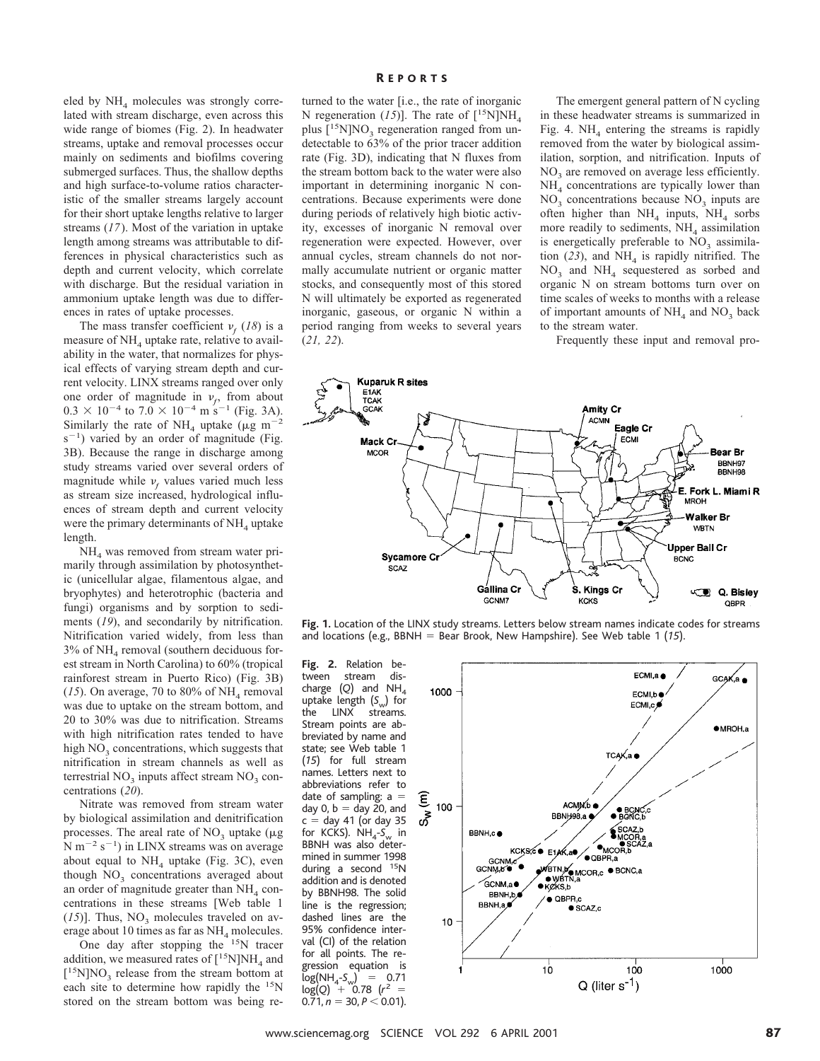eled by $NH_4$ molecules was strongly correlated with stream discharge, even across this wide range of biomes (Fig. 2). In headwater streams, uptake and removal processes occur mainly on sediments and biofilms covering submerged surfaces. Thus, the shallow depths and high surface-to-volume ratios characteristic of the smaller streams largely account for their short uptake lengths relative to larger streams (*17*). Most of the variation in uptake length among streams was attributable to differences in physical characteristics such as depth and current velocity, which correlate with discharge. But the residual variation in ammonium uptake length was due to differences in rates of uptake processes.

The mass transfer coefficient $v_f$ (*18*) is a measure of $NH_4$ uptake rate, relative to availability in the water, that normalizes for physical effects of varying stream depth and current velocity. LINX streams ranged over only one order of magnitude in $v_f$, from about $0.3 \times 10^{-4}$ to $7.0 \times 10^{-4}$ m $s^{-1}$ (Fig. 3A). Similarly the rate of $NH_4$ uptake (μg $m^{-2}$ $s^{-1}$) varied by an order of magnitude (Fig. 3B). Because the range in discharge among study streams varied over several orders of magnitude while $v_f$ values varied much less as stream size increased, hydrological influences of stream depth and current velocity were the primary determinants of $NH_4$ uptake length.

$NH_4$ was removed from stream water primarily through assimilation by photosynthetic (unicellular algae, filamentous algae, and bryophytes) and heterotrophic (bacteria and fungi) organisms and by sorption to sediments (*19*), and secondarily by nitrification. Nitrification varied widely, from less than 3% of $NH_4$ removal (southern deciduous forest stream in North Carolina) to 60% (tropical rainforest stream in Puerto Rico) (Fig. 3B) (*15*). On average, 70 to 80% of $NH_4$ removal was due to uptake on the stream bottom, and 20 to 30% was due to nitrification. Streams with high nitrification rates tended to have high $NO_3$ concentrations, which suggests that nitrification in stream channels as well as terrestrial $NO_3$ inputs affect stream $NO_3$ concentrations (*20*).

Nitrate was removed from stream water by biological assimilation and denitrification processes. The areal rate of $NO_3$ uptake (μg N $m^{-2}$ $s^{-1}$) in LINX streams was on average about equal to $NH_4$ uptake (Fig. 3C), even though $NO_3$ concentrations averaged about an order of magnitude greater than $NH_4$ concentrations in these streams [Web table 1 (*15*)]. Thus, $NO_3$ molecules traveled on average about 10 times as far as $NH_4$ molecules.

One day after stopping the $^{15}N$ tracer addition, we measured rates of $[^{15}N]NH_4$ and $[^{15}N]NO_3$ release from the stream bottom at each site to determine how rapidly the $^{15}N$ stored on the stream bottom was being returned to the water [i.e., the rate of inorganic N regeneration (*15*)]. The rate of $[^{15}N]NH_4$ plus $[^{15}N]NO_3$ regeneration ranged from undetectable to 63% of the prior tracer addition rate (Fig. 3D), indicating that N fluxes from the stream bottom back to the water were also important in determining inorganic N concentrations. Because experiments were done during periods of relatively high biotic activity, excesses of inorganic N removal over regeneration were expected. However, over annual cycles, stream channels do not normally accumulate nutrient or organic matter stocks, and consequently most of this stored N will ultimately be exported as regenerated inorganic, gaseous, or organic N within a period ranging from weeks to several years (*21, 22*).

The emergent general pattern of N cycling in these headwater streams is summarized in Fig. 4. $NH_4$ entering the streams is rapidly removed from the water by biological assimilation, sorption, and nitrification. Inputs of $NO_3$ are removed on average less efficiently. $NH_4$ concentrations are typically lower than $NO_3$ concentrations because $NO_3$ inputs are often higher than $NH_4$ inputs, $NH_4$ sorbs more readily to sediments, $NH_4$ assimilation is energetically preferable to $NO_3$ assimilation (*23*), and $NH_4$ is rapidly nitrified. The $NO_3$ and $NH_4$ sequestered as sorbed and organic N on stream bottoms turn over on time scales of weeks to months with a release of important amounts of $NH_4$ and $NO_3$ back to the stream water.

Frequently these input and removal pro-

**Fig. 1.** Location of the LINX study streams. Letters below stream names indicate codes for streams and locations (e.g., BBNH = Bear Brook, New Hampshire). See Web table 1 (*15*).

**Fig. 2.** Relation between stream discharge ($Q$) and $NH_4$ uptake length ($S_w$) for the LINX streams. Stream points are abbreviated by name and state; see Web table 1 (*15*) for full stream names. Letters next to abbreviations refer to date of sampling: a = day 0, b = day 20, and c = day 41 (or day 35 for KCKS). $NH_4$-$S_w$ in BBNH was also determined in summer 1998 during a second $^{15}N$ addition and is denoted by BBNH98. The solid line is the regression; dashed lines are the 95% confidence interval (CI) of the relation for all points. The regression equation is $\log(NH_4\text{-}S_w) = 0.71 \log(Q) + 0.78$ ($r^2 = 0.71$, $n = 30$, $P < 0.01$).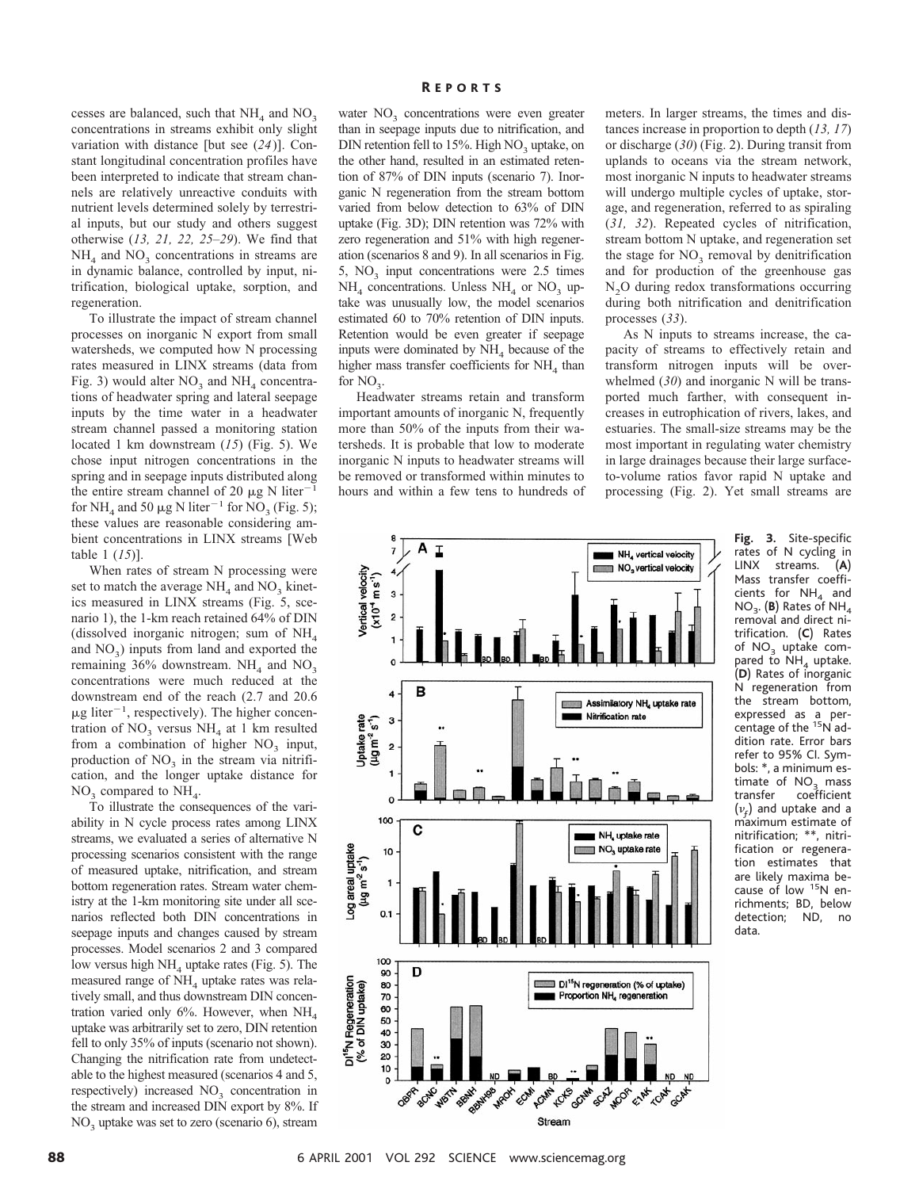cesses are balanced, such that $NH_4$ and $NO_3$ concentrations in streams exhibit only slight variation with distance [but see (*24*)]. Constant longitudinal concentration profiles have been interpreted to indicate that stream channels are relatively unreactive conduits with nutrient levels determined solely by terrestrial inputs, but our study and others suggest otherwise (*13, 21, 22, 25–29*). We find that $NH_4$ and $NO_3$ concentrations in streams are in dynamic balance, controlled by input, nitrification, biological uptake, sorption, and regeneration.

To illustrate the impact of stream channel processes on inorganic N export from small watersheds, we computed how N processing rates measured in LINX streams (data from Fig. 3) would alter $NO_3$ and $NH_4$ concentrations of headwater spring and lateral seepage inputs by the time water in a headwater stream channel passed a monitoring station located 1 km downstream (*15*) (Fig. 5). We chose input nitrogen concentrations in the spring and in seepage inputs distributed along the entire stream channel of 20 μg N liter$^{-1}$ for $NH_4$ and 50 μg N liter$^{-1}$ for $NO_3$ (Fig. 5); these values are reasonable considering ambient concentrations in LINX streams [Web table 1 (*15*)].

When rates of stream N processing were set to match the average $NH_4$ and $NO_3$ kinetics measured in LINX streams (Fig. 5, scenario 1), the 1-km reach retained 64% of DIN (dissolved inorganic nitrogen; sum of $NH_4$ and $NO_3$) inputs from land and exported the remaining 36% downstream. $NH_4$ and $NO_3$ concentrations were much reduced at the downstream end of the reach (2.7 and 20.6 μg liter$^{-1}$, respectively). The higher concentration of $NO_3$ versus $NH_4$ at 1 km resulted from a combination of higher $NO_3$ input, production of $NO_3$ in the stream via nitrification, and the longer uptake distance for $NO_3$ compared to $NH_4$.

To illustrate the consequences of the variability in N cycle process rates among LINX streams, we evaluated a series of alternative N processing scenarios consistent with the range of measured uptake, nitrification, and stream bottom regeneration rates. Stream water chemistry at the 1-km monitoring site under all scenarios reflected both DIN concentrations in seepage inputs and changes caused by stream processes. Model scenarios 2 and 3 compared low versus high $NH_4$ uptake rates (Fig. 5). The measured range of $NH_4$ uptake rates was relatively small, and thus downstream DIN concentration varied only 6%. However, when $NH_4$ uptake was arbitrarily set to zero, DIN retention fell to only 35% of inputs (scenario not shown). Changing the nitrification rate from undetectable to the highest measured (scenarios 4 and 5, respectively) increased $NO_3$ concentration in the stream and increased DIN export by 8%. If $NO_3$ uptake was set to zero (scenario 6), stream water $NO_3$ concentrations were even greater than in seepage inputs due to nitrification, and DIN retention fell to 15%. High $NO_3$ uptake, on the other hand, resulted in an estimated retention of 87% of DIN inputs (scenario 7). Inorganic N regeneration from the stream bottom varied from below detection to 63% of DIN uptake (Fig. 3D); DIN retention was 72% with zero regeneration and 51% with high regeneration (scenarios 8 and 9). In all scenarios in Fig. 5, $NO_3$ input concentrations were 2.5 times $NH_4$ concentrations. Unless $NH_4$ or $NO_3$ uptake was unusually low, the model scenarios estimated 60 to 70% retention of DIN inputs. Retention would be even greater if seepage inputs were dominated by $NH_4$ because of the higher mass transfer coefficients for $NH_4$ than for $NO_3$.

Headwater streams retain and transform important amounts of inorganic N, frequently more than 50% of the inputs from their watersheds. It is probable that low to moderate inorganic N inputs to headwater streams will be removed or transformed within minutes to hours and within a few tens to hundreds of meters. In larger streams, the times and distances increase in proportion to depth (*13, 17*) or discharge (*30*) (Fig. 2). During transit from uplands to oceans via the stream network, most inorganic N inputs to headwater streams will undergo multiple cycles of uptake, storage, and regeneration, referred to as spiraling (*31, 32*). Repeated cycles of nitrification, stream bottom N uptake, and regeneration set the stage for $NO_3$ removal by denitrification and for production of the greenhouse gas $N_2O$ during redox transformations occurring during both nitrification and denitrification processes (*33*).

As N inputs to streams increase, the capacity of streams to effectively retain and transform nitrogen inputs will be overwhelmed (*30*) and inorganic N will be transported much farther, with consequent increases in eutrophication of rivers, lakes, and estuaries. The small-size streams may be the most important in regulating water chemistry in large drainages because their large surface-to-volume ratios favor rapid N uptake and processing (Fig. 2). Yet small streams are

**Fig. 3.** Site-specific rates of N cycling in LINX streams. (**A**) Mass transfer coefficients for $NH_4$ and $NO_3$. (**B**) Rates of $NH_4$ removal and direct nitrification. (**C**) Rates of $NO_3$ uptake compared to $NH_4$ uptake. (**D**) Rates of inorganic N regeneration from the stream bottom, expressed as a percentage of the $^{15}N$ addition rate. Error bars refer to 95% CI. Symbols: *, a minimum estimate of $NO_3$ mass transfer coefficient ($v_f$) and uptake and a maximum estimate of nitrification; **, nitrification or regeneration estimates that are likely maxima because of low $^{15}N$ enrichments; BD, below detection; ND, no data.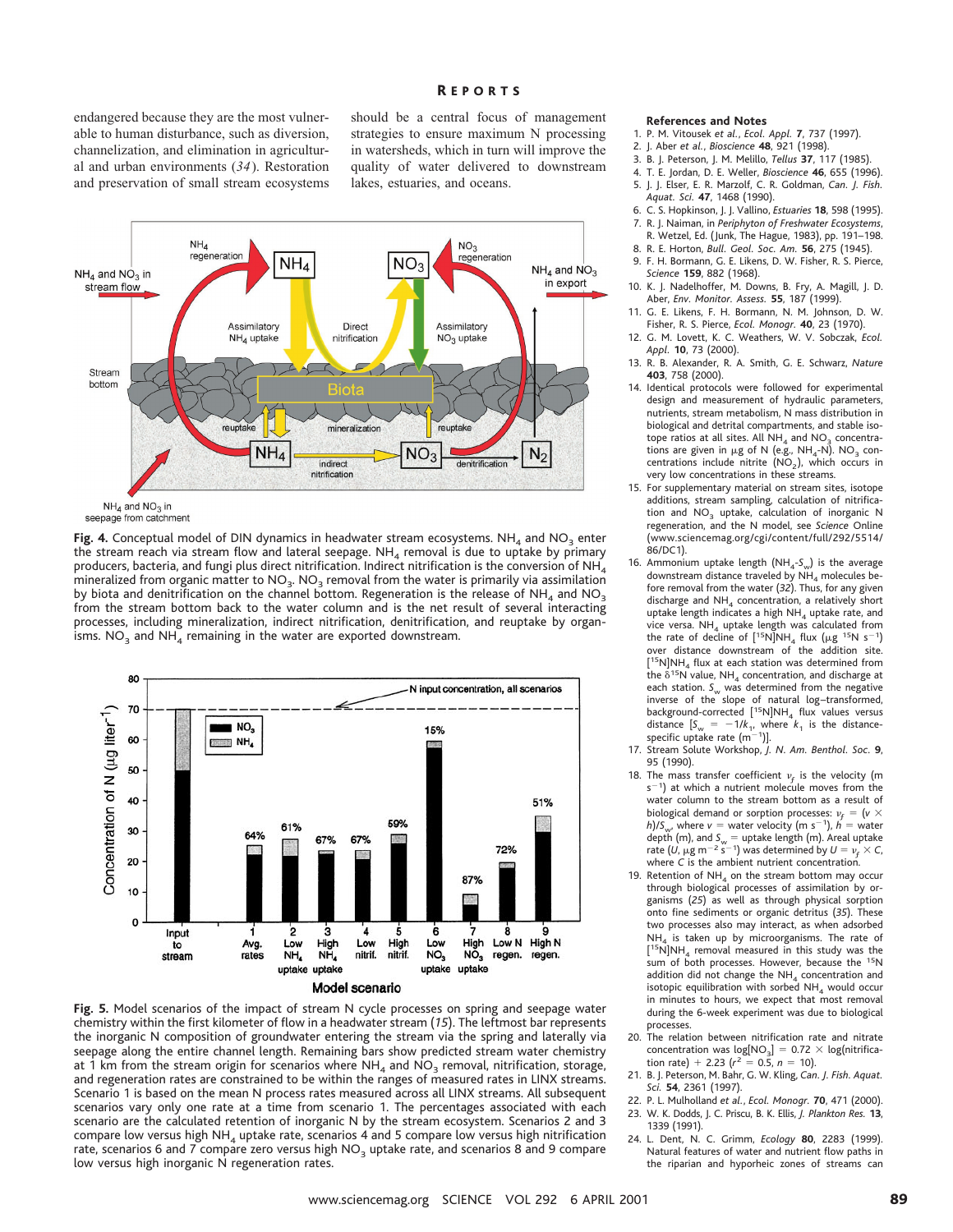endangered because they are the most vulnerable to human disturbance, such as diversion, channelization, and elimination in agricultural and urban environments (*34*). Restoration and preservation of small stream ecosystems should be a central focus of management strategies to ensure maximum N processing in watersheds, which in turn will improve the quality of water delivered to downstream lakes, estuaries, and oceans.

**Fig. 4.** Conceptual model of DIN dynamics in headwater stream ecosystems. $NH_4$ and $NO_3$ enter the stream reach via stream flow and lateral seepage. $NH_4$ removal is due to uptake by primary producers, bacteria, and fungi plus direct nitrification. Indirect nitrification is the conversion of $NH_4$ mineralized from organic matter to $NO_3$. $NO_3$ removal from the water is primarily via assimilation by biota and denitrification on the channel bottom. Regeneration is the release of $NH_4$ and $NO_3$ from the stream bottom back to the water column and is the net result of several interacting processes, including mineralization, indirect nitrification, denitrification, and reuptake by organisms. $NO_3$ and $NH_4$ remaining in the water are exported downstream.

**Fig. 5.** Model scenarios of the impact of stream N cycle processes on spring and seepage water chemistry within the first kilometer of flow in a headwater stream (*15*). The leftmost bar represents the inorganic N composition of groundwater entering the stream via the spring and laterally via seepage along the entire channel length. Remaining bars show predicted stream water chemistry at 1 km from the stream origin for scenarios where $NH_4$ and $NO_3$ removal, nitrification, storage, and regeneration rates are constrained to be within the ranges of measured rates in LINX streams. Scenario 1 is based on the mean N process rates measured across all LINX streams. All subsequent scenarios vary only one rate at a time from scenario 1. The percentages associated with each scenario are the calculated retention of inorganic N by the stream ecosystem. Scenarios 2 and 3 compare low versus high $NH_4$ uptake rate, scenarios 4 and 5 compare low versus high nitrification rate, scenarios 6 and 7 compare zero versus high $NO_3$ uptake rate, and scenarios 8 and 9 compare low versus high inorganic N regeneration rates.

### References and Notes

1. P. M. Vitousek *et al.*, *Ecol. Appl.* **7**, 737 (1997).
2. J. Aber *et al.*, *Bioscience* **48**, 921 (1998).
3. B. J. Peterson, J. M. Melillo, *Tellus* **37**, 117 (1985).
4. T. E. Jordan, D. E. Weller, *Bioscience* **46**, 655 (1996).
5. J. J. Elser, E. R. Marzolf, C. R. Goldman, *Can. J. Fish. Aquat. Sci.* **47**, 1468 (1990).
6. C. S. Hopkinson, J. J. Vallino, *Estuaries* **18**, 598 (1995).
7. R. J. Naiman, in *Periphyton of Freshwater Ecosystems*, R. Wetzel, Ed. (Junk, The Hague, 1983), pp. 191–198.
8. R. E. Horton, *Bull. Geol. Soc. Am.* **56**, 275 (1945).
9. F. H. Bormann, G. E. Likens, D. W. Fisher, R. S. Pierce, *Science* **159**, 882 (1968).
10. K. J. Nadelhoffer, M. Downs, B. Fry, A. Magill, J. D. Aber, *Env. Monitor. Assess.* **55**, 187 (1999).
11. G. E. Likens, F. H. Bormann, N. M. Johnson, D. W. Fisher, R. S. Pierce, *Ecol. Monogr.* **40**, 23 (1970).
12. G. M. Lovett, K. C. Weathers, W. V. Sobczak, *Ecol. Appl.* **10**, 73 (2000).
13. R. B. Alexander, R. A. Smith, G. E. Schwarz, *Nature* **403**, 758 (2000).
14. Identical protocols were followed for experimental design and measurement of hydraulic parameters, nutrients, stream metabolism, N mass distribution in biological and detrital compartments, and stable isotope ratios at all sites. All $NH_4$ and $NO_3$ concentrations are given in μg of N (e.g., $NH_4$-N). $NO_3$ concentrations include nitrite ($NO_2$), which occurs in very low concentrations in these streams.
15. For supplementary material on stream sites, isotope additions, stream sampling, calculation of nitrification and $NO_3$ uptake, calculation of inorganic N regeneration, and the N model, see *Science* Online (www.sciencemag.org/cgi/content/full/292/5514/86/DC1).
16. Ammonium uptake length ($NH_4$-$S_w$) is the average downstream distance traveled by $NH_4$ molecules before removal from the water (*32*). Thus, for any given discharge and $NH_4$ concentration, a relatively short uptake length indicates a high $NH_4$ uptake rate, and vice versa. $NH_4$ uptake length was calculated from the rate of decline of $[^{15}N]NH_4$ flux (μg $^{15}N$ $s^{-1}$) over distance downstream of the addition site. $[^{15}N]NH_4$ flux at each station was determined from the $\delta^{15}N$ value, $NH_4$ concentration, and discharge at each station. $S_w$ was determined from the negative inverse of the slope of natural log–transformed, background-corrected $[^{15}N]NH_4$ flux values versus distance [$S_w = -1/k_1$, where $k_1$ is the distance-specific uptake rate ($m^{-1}$)].
17. Stream Solute Workshop, *J. N. Am. Benthol. Soc.* **9**, 95 (1990).
18. The mass transfer coefficient $v_f$ is the velocity (m $s^{-1}$) at which a nutrient molecule moves from the water column to the stream bottom as a result of biological demand or sorption processes: $v_f = (v \times h)/S_w$, where $v$ = water velocity (m $s^{-1}$), $h$ = water depth (m), and $S_w$ = uptake length (m). Areal uptake rate ($U$, μg $m^{-2}$ $s^{-1}$) was determined by $U = v_f \times C$, where $C$ is the ambient nutrient concentration.
19. Retention of $NH_4$ on the stream bottom may occur through biological processes of assimilation by organisms (*25*) as well as through physical sorption onto fine sediments or organic detritus (*35*). These two processes also may interact, as when adsorbed $NH_4$ is taken up by microorganisms. The rate of $[^{15}N]NH_4$ removal measured in this study was the sum of both processes. However, because the $^{15}N$ addition did not change the $NH_4$ concentration and isotopic equilibration with sorbed $NH_4$ would occur in minutes to hours, we expect that most removal during the 6-week experiment was due to biological processes.
20. The relation between nitrification rate and nitrate concentration was $\log[NO_3] = 0.72 \times \log(\text{nitrification rate}) + 2.23$ ($r^2 = 0.5$, $n = 10$).
21. B. J. Peterson, M. Bahr, G. W. Kling, *Can. J. Fish. Aquat. Sci.* **54**, 2361 (1997).
22. P. L. Mulholland *et al.*, *Ecol. Monogr.* **70**, 471 (2000).
23. W. K. Dodds, J. C. Priscu, B. K. Ellis, *J. Plankton Res.* **13**, 1339 (1991).
24. L. Dent, N. C. Grimm, *Ecology* **80**, 2283 (1999). Natural features of water and nutrient flow paths in the riparian and hyporheic zones of streams can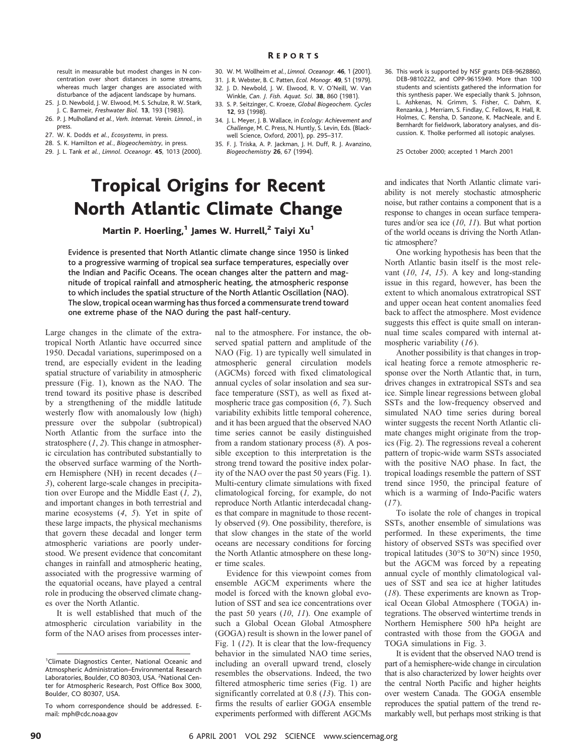result in measurable but modest changes in N concentration over short distances in some streams, whereas much larger changes are associated with disturbance of the adjacent landscape by humans.

25. J. D. Newbold, J. W. Elwood, M. S. Schulze, R. W. Stark, J. C. Barmeir, *Freshwater Biol.* **13**, 193 (1983).
26. P. J. Mulholland *et al.*, *Verh. Internat. Verein. Limnol.*, in press.
27. W. K. Dodds *et al.*, *Ecosystems*, in press.
28. S. K. Hamilton *et al.*, *Biogeochemistry*, in press.
29. J. L. Tank *et al.*, *Limnol. Oceanogr.* **45**, 1013 (2000).
30. W. M. Wollheim *et al.*, *Limnol. Oceanogr.* **46**, 1 (2001).
31. J. R. Webster, B. C. Patten, *Ecol. Monogr.* **49**, 51 (1979).
32. J. D. Newbold, J. W. Elwood, R. V. O'Neill, W. Van Winkle, *Can. J. Fish. Aquat. Sci.* **38**, 860 (1981).
33. S. P. Seitzinger, C. Kroeze, *Global Biogeochem. Cycles* **12**, 93 (1998).
34. J. L. Meyer, J. B. Wallace, in *Ecology: Achievement and Challenge*, M. C. Press, N. Huntly, S. Levin, Eds. (Blackwell Science, Oxford, 2001), pp. 295–317.
35. F. J. Triska, A. P. Jackman, J. H. Duff, R. J. Avanzino, *Biogeochemistry* **26**, 67 (1994).
36. This work is supported by NSF grants DEB-9628860, DEB-9810222, and OPP-9615949. More than 100 students and scientists gathered the information for this synthesis paper. We especially thank S. Johnson, L. Ashkenas, N. Grimm, S. Fisher, C. Dahm, K. Renzanka, J. Merriam, S. Findlay, C. Fellows, R. Hall, R. Holmes, C. Rensha, D. Sanzone, K. MacNeale, and E. Bernhardt for fieldwork, laboratory analyses, and discussion. K. Tholke performed all isotopic analyses.

25 October 2000; accepted 1 March 2001

# Tropical Origins for Recent North Atlantic Climate Change

**Martin P. Hoerling,[1] James W. Hurrell,[2] Taiyi Xu[1]**

**Evidence is presented that North Atlantic climate change since 1950 is linked to a progressive warming of tropical sea surface temperatures, especially over the Indian and Pacific Oceans. The ocean changes alter the pattern and magnitude of tropical rainfall and atmospheric heating, the atmospheric response to which includes the spatial structure of the North Atlantic Oscillation (NAO). The slow, tropical ocean warming has thus forced a commensurate trend toward one extreme phase of the NAO during the past half-century.**

Large changes in the climate of the extratropical North Atlantic have occurred since 1950. Decadal variations, superimposed on a trend, are especially evident in the leading spatial structure of variability in atmospheric pressure (Fig. 1), known as the NAO. The trend toward its positive phase is described by a strengthening of the middle latitude westerly flow with anomalously low (high) pressure over the subpolar (subtropical) North Atlantic from the surface into the stratosphere (*1*, *2*). This change in atmospheric circulation has contributed substantially to the observed surface warming of the Northern Hemisphere (NH) in recent decades (*1*–*3*), coherent large-scale changes in precipitation over Europe and the Middle East (*1, 2*), and important changes in both terrestrial and marine ecosystems (*4*, *5*). Yet in spite of these large impacts, the physical mechanisms that govern these decadal and longer term atmospheric variations are poorly understood. We present evidence that concomitant changes in rainfall and atmospheric heating, associated with the progressive warming of the equatorial oceans, have played a central role in producing the observed climate changes over the North Atlantic.

It is well established that much of the atmospheric circulation variability in the form of the NAO arises from processes internal to the atmosphere. For instance, the observed spatial pattern and amplitude of the NAO (Fig. 1) are typically well simulated in atmospheric general circulation models (AGCMs) forced with fixed climatological annual cycles of solar insolation and sea surface temperature (SST), as well as fixed atmospheric trace gas composition (*6*, *7*). Such variability exhibits little temporal coherence, and it has been argued that the observed NAO time series cannot be easily distinguished from a random stationary process (*8*). A possible exception to this interpretation is the strong trend toward the positive index polarity of the NAO over the past 50 years (Fig. 1). Multi-century climate simulations with fixed climatological forcing, for example, do not reproduce North Atlantic interdecadal changes that compare in magnitude to those recently observed (*9*). One possibility, therefore, is that slow changes in the state of the world oceans are necessary conditions for forcing the North Atlantic atmosphere on these longer time scales.

Evidence for this viewpoint comes from ensemble AGCM experiments where the model is forced with the known global evolution of SST and sea ice concentrations over the past 50 years (*10*, *11*). One example of such a Global Ocean Global Atmosphere (GOGA) result is shown in the lower panel of Fig. 1 (*12*). It is clear that the low-frequency behavior in the simulated NAO time series, including an overall upward trend, closely resembles the observations. Indeed, the two filtered atmospheric time series (Fig. 1) are significantly correlated at 0.8 (*13*). This confirms the results of earlier GOGA ensemble experiments performed with different AGCMs and indicates that North Atlantic climate variability is not merely stochastic atmospheric noise, but rather contains a component that is a response to changes in ocean surface temperatures and/or sea ice (*10*, *11*). But what portion of the world oceans is driving the North Atlantic atmosphere?

One working hypothesis has been that the North Atlantic basin itself is the most relevant (*10*, *14*, *15*). A key and long-standing issue in this regard, however, has been the extent to which anomalous extratropical SST and upper ocean heat content anomalies feed back to affect the atmosphere. Most evidence suggests this effect is quite small on interannual time scales compared with internal atmospheric variability (*16*).

Another possibility is that changes in tropical heating force a remote atmospheric response over the North Atlantic that, in turn, drives changes in extratropical SSTs and sea ice. Simple linear regressions between global SSTs and the low-frequency observed and simulated NAO time series during boreal winter suggests the recent North Atlantic climate changes might originate from the tropics (Fig. 2). The regressions reveal a coherent pattern of tropic-wide warm SSTs associated with the positive NAO phase. In fact, the tropical loadings resemble the pattern of SST trend since 1950, the principal feature of which is a warming of Indo-Pacific waters (*17*).

To isolate the role of changes in tropical SSTs, another ensemble of simulations was performed. In these experiments, the time history of observed SSTs was specified over tropical latitudes (30°S to 30°N) since 1950, but the AGCM was forced by a repeating annual cycle of monthly climatological values of SST and sea ice at higher latitudes (*18*). These experiments are known as Tropical Ocean Global Atmosphere (TOGA) integrations. The observed wintertime trends in Northern Hemisphere 500 hPa height are contrasted with those from the GOGA and TOGA simulations in Fig. 3.

It is evident that the observed NAO trend is part of a hemisphere-wide change in circulation that is also characterized by lower heights over the central North Pacific and higher heights over western Canada. The GOGA ensemble reproduces the spatial pattern of the trend remarkably well, but perhaps most striking is that

[1]Climate Diagnostics Center, National Oceanic and Atmospheric Administration–Environmental Research Laboratories, Boulder, CO 80303, USA. [2]National Center for Atmospheric Research, Post Office Box 3000, Boulder, CO 80307, USA.

To whom correspondence should be addressed. E-mail: mph@cdc.noaa.gov